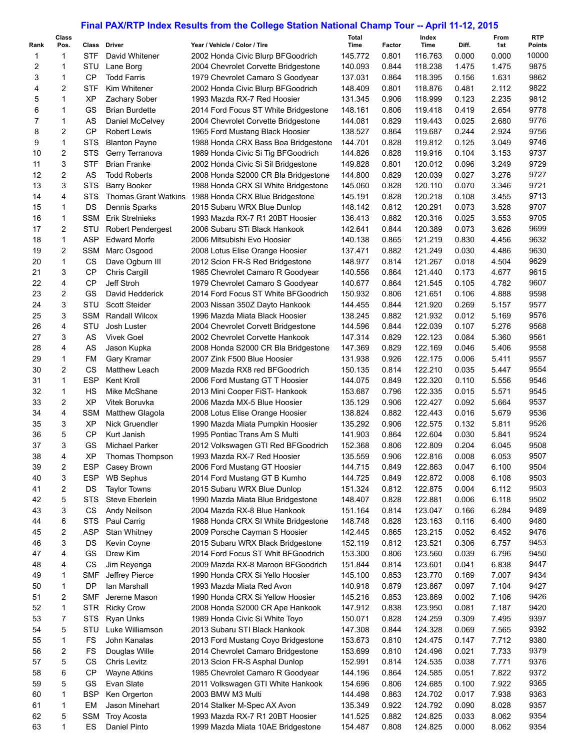# Final PAX/RTP Index Results from the College Station National Champ Tour -- April 11-12, 2015

| Rank | Class Pos. | Class | Driver | Year / Vehicle / Color / Tire | Total Time | Factor | Index Time | Diff. | From 1st | RTP Points |
|---|---|---|---|---|---|---|---|---|---|---|
| 1 | 1 | STF | David Whitener | 2002 Honda Civic Blurp BFGoodrich | 145.772 | 0.801 | 116.763 | 0.000 | 0.000 | 10000 |
| 2 | 1 | STU | Lane Borg | 2004 Chevrolet Corvette Bridgestone | 140.093 | 0.844 | 118.238 | 1.475 | 1.475 | 9875 |
| 3 | 1 | CP | Todd Farris | 1979 Chevrolet Camaro S Goodyear | 137.031 | 0.864 | 118.395 | 0.156 | 1.631 | 9862 |
| 4 | 2 | STF | Kim Whitener | 2002 Honda Civic Blurp BFGoodrich | 148.409 | 0.801 | 118.876 | 0.481 | 2.112 | 9822 |
| 5 | 1 | XP | Zachary Sober | 1993 Mazda RX-7 Red Hoosier | 131.345 | 0.906 | 118.999 | 0.123 | 2.235 | 9812 |
| 6 | 1 | GS | Brian Burdette | 2014 Ford Focus ST White Bridgestone | 148.161 | 0.806 | 119.418 | 0.419 | 2.654 | 9778 |
| 7 | 1 | AS | Daniel McCelvey | 2004 Chevrolet Corvette Bridgestone | 144.081 | 0.829 | 119.443 | 0.025 | 2.680 | 9776 |
| 8 | 2 | CP | Robert Lewis | 1965 Ford Mustang Black Hoosier | 138.527 | 0.864 | 119.687 | 0.244 | 2.924 | 9756 |
| 9 | 1 | STS | Blanton Payne | 1988 Honda CRX Bass Boa Bridgestone | 144.701 | 0.828 | 119.812 | 0.125 | 3.049 | 9746 |
| 10 | 2 | STS | Gerry Terranova | 1989 Honda Civic Si Tig BFGoodrich | 144.826 | 0.828 | 119.916 | 0.104 | 3.153 | 9737 |
| 11 | 3 | STF | Brian Franke | 2002 Honda Civic Si Sil Bridgestone | 149.828 | 0.801 | 120.012 | 0.096 | 3.249 | 9729 |
| 12 | 2 | AS | Todd Roberts | 2008 Honda S2000 CR Bla Bridgestone | 144.800 | 0.829 | 120.039 | 0.027 | 3.276 | 9727 |
| 13 | 3 | STS | Barry Booker | 1988 Honda CRX SI White Bridgestone | 145.060 | 0.828 | 120.110 | 0.070 | 3.346 | 9721 |
| 14 | 4 | STS | Thomas Grant Watkins | 1988 Honda CRX Blue Bridgestone | 145.191 | 0.828 | 120.218 | 0.108 | 3.455 | 9713 |
| 15 | 1 | DS | Dennis Sparks | 2015 Subaru WRX Blue Dunlop | 148.142 | 0.812 | 120.291 | 0.073 | 3.528 | 9707 |
| 16 | 1 | SSM | Erik Strelnieks | 1993 Mazda RX-7 R1 20BT Hoosier | 136.413 | 0.882 | 120.316 | 0.025 | 3.553 | 9705 |
| 17 | 2 | STU | Robert Pendergest | 2006 Subaru STi Black Hankook | 142.641 | 0.844 | 120.389 | 0.073 | 3.626 | 9699 |
| 18 | 1 | ASP | Edward Morfe | 2006 Mitsubishi Evo Hoosier | 140.138 | 0.865 | 121.219 | 0.830 | 4.456 | 9632 |
| 19 | 2 | SSM | Marc Osgood | 2008 Lotus Elise Orange Hoosier | 137.471 | 0.882 | 121.249 | 0.030 | 4.486 | 9630 |
| 20 | 1 | CS | Dave Ogburn III | 2012 Scion FR-S Red Bridgestone | 148.977 | 0.814 | 121.267 | 0.018 | 4.504 | 9629 |
| 21 | 3 | CP | Chris Cargill | 1985 Chevrolet Camaro R Goodyear | 140.556 | 0.864 | 121.440 | 0.173 | 4.677 | 9615 |
| 22 | 4 | CP | Jeff Stroh | 1979 Chevrolet Camaro S Goodyear | 140.677 | 0.864 | 121.545 | 0.105 | 4.782 | 9607 |
| 23 | 2 | GS | David Hedderick | 2014 Ford Focus ST White BFGoodrich | 150.932 | 0.806 | 121.651 | 0.106 | 4.888 | 9598 |
| 24 | 3 | STU | Scott Steider | 2003 Nissan 350Z Dayto Hankook | 144.455 | 0.844 | 121.920 | 0.269 | 5.157 | 9577 |
| 25 | 3 | SSM | Randall Wilcox | 1996 Mazda Miata Black Hoosier | 138.245 | 0.882 | 121.932 | 0.012 | 5.169 | 9576 |
| 26 | 4 | STU | Josh Luster | 2004 Chevrolet Corvett Bridgestone | 144.596 | 0.844 | 122.039 | 0.107 | 5.276 | 9568 |
| 27 | 3 | AS | Vivek Goel | 2002 Chevrolet Corvette Hankook | 147.314 | 0.829 | 122.123 | 0.084 | 5.360 | 9561 |
| 28 | 4 | AS | Jason Kupka | 2008 Honda S2000 CR Bla Bridgestone | 147.369 | 0.829 | 122.169 | 0.046 | 5.406 | 9558 |
| 29 | 1 | FM | Gary Kramar | 2007 Zink F500 Blue Hoosier | 131.938 | 0.926 | 122.175 | 0.006 | 5.411 | 9557 |
| 30 | 2 | CS | Matthew Leach | 2009 Mazda RX8 red BFGoodrich | 150.135 | 0.814 | 122.210 | 0.035 | 5.447 | 9554 |
| 31 | 1 | ESP | Kent Kroll | 2006 Ford Mustang GT T Hoosier | 144.075 | 0.849 | 122.320 | 0.110 | 5.556 | 9546 |
| 32 | 1 | HS | Mike McShane | 2013 Mini Cooper FiST- Hankook | 153.687 | 0.796 | 122.335 | 0.015 | 5.571 | 9545 |
| 33 | 2 | XP | Vitek Boruvka | 2006 Mazda MX-5 Blue Hoosier | 135.129 | 0.906 | 122.427 | 0.092 | 5.664 | 9537 |
| 34 | 4 | SSM | Matthew Glagola | 2008 Lotus Elise Orange Hoosier | 138.824 | 0.882 | 122.443 | 0.016 | 5.679 | 9536 |
| 35 | 3 | XP | Nick Gruendler | 1990 Mazda Miata Pumpkin Hoosier | 135.292 | 0.906 | 122.575 | 0.132 | 5.811 | 9526 |
| 36 | 5 | CP | Kurt Janish | 1995 Pontiac Trans Am S Multi | 141.903 | 0.864 | 122.604 | 0.030 | 5.841 | 9524 |
| 37 | 3 | GS | Michael Parker | 2012 Volkswagen GTI Red BFGoodrich | 152.368 | 0.806 | 122.809 | 0.204 | 6.045 | 9508 |
| 38 | 4 | XP | Thomas Thompson | 1993 Mazda RX-7 Red Hoosier | 135.559 | 0.906 | 122.816 | 0.008 | 6.053 | 9507 |
| 39 | 2 | ESP | Casey Brown | 2006 Ford Mustang GT Hoosier | 144.715 | 0.849 | 122.863 | 0.047 | 6.100 | 9504 |
| 40 | 3 | ESP | WB Sephus | 2014 Ford Mustang GT B Kumho | 144.725 | 0.849 | 122.872 | 0.008 | 6.108 | 9503 |
| 41 | 2 | DS | Taylor Towns | 2015 Subaru WRX Blue Dunlop | 151.324 | 0.812 | 122.875 | 0.004 | 6.112 | 9503 |
| 42 | 5 | STS | Steve Eberlein | 1990 Mazda Miata Blue Bridgestone | 148.407 | 0.828 | 122.881 | 0.006 | 6.118 | 9502 |
| 43 | 3 | CS | Andy Neilson | 2004 Mazda RX-8 Blue Hankook | 151.164 | 0.814 | 123.047 | 0.166 | 6.284 | 9489 |
| 44 | 6 | STS | Paul Carrig | 1988 Honda CRX SI White Bridgestone | 148.748 | 0.828 | 123.163 | 0.116 | 6.400 | 9480 |
| 45 | 2 | ASP | Stan Whitney | 2009 Porsche Cayman S Hoosier | 142.445 | 0.865 | 123.215 | 0.052 | 6.452 | 9476 |
| 46 | 3 | DS | Kevin Coyne | 2015 Subaru WRX Black Bridgestone | 152.119 | 0.812 | 123.521 | 0.306 | 6.757 | 9453 |
| 47 | 4 | GS | Drew Kim | 2014 Ford Focus ST Whit BFGoodrich | 153.300 | 0.806 | 123.560 | 0.039 | 6.796 | 9450 |
| 48 | 4 | CS | Jim Reyenga | 2009 Mazda RX-8 Maroon BFGoodrich | 151.844 | 0.814 | 123.601 | 0.041 | 6.838 | 9447 |
| 49 | 1 | SMF | Jeffrey Pierce | 1990 Honda CRX Si Yello Hoosier | 145.100 | 0.853 | 123.770 | 0.169 | 7.007 | 9434 |
| 50 | 1 | DP | Ian Marshall | 1993 Mazda Miata Red Avon | 140.918 | 0.879 | 123.867 | 0.097 | 7.104 | 9427 |
| 51 | 2 | SMF | Jereme Mason | 1990 Honda CRX Si Yellow Hoosier | 145.216 | 0.853 | 123.869 | 0.002 | 7.106 | 9426 |
| 52 | 1 | STR | Ricky Crow | 2008 Honda S2000 CR Ape Hankook | 147.912 | 0.838 | 123.950 | 0.081 | 7.187 | 9420 |
| 53 | 7 | STS | Ryan Unks | 1989 Honda Civic Si White Toyo | 150.071 | 0.828 | 124.259 | 0.309 | 7.495 | 9397 |
| 54 | 5 | STU | Luke Williamson | 2013 Subaru STI Black Hankook | 147.308 | 0.844 | 124.328 | 0.069 | 7.565 | 9392 |
| 55 | 1 | FS | John Kanalas | 2013 Ford Mustang Coyo Bridgestone | 153.673 | 0.810 | 124.475 | 0.147 | 7.712 | 9380 |
| 56 | 2 | FS | Douglas Wille | 2014 Chevrolet Camaro Bridgestone | 153.699 | 0.810 | 124.496 | 0.021 | 7.733 | 9379 |
| 57 | 5 | CS | Chris Levitz | 2013 Scion FR-S Asphal Dunlop | 152.991 | 0.814 | 124.535 | 0.038 | 7.771 | 9376 |
| 58 | 6 | CP | Wayne Atkins | 1985 Chevrolet Camaro R Goodyear | 144.196 | 0.864 | 124.585 | 0.051 | 7.822 | 9372 |
| 59 | 5 | GS | Evan Slate | 2011 Volkswagen GTI White Hankook | 154.696 | 0.806 | 124.685 | 0.100 | 7.922 | 9365 |
| 60 | 1 | BSP | Ken Orgerton | 2003 BMW M3 Multi | 144.498 | 0.863 | 124.702 | 0.017 | 7.938 | 9363 |
| 61 | 1 | EM | Jason Minehart | 2014 Stalker M-Spec AX Avon | 135.349 | 0.922 | 124.792 | 0.090 | 8.028 | 9357 |
| 62 | 5 | SSM | Troy Acosta | 1993 Mazda RX-7 R1 20BT Hoosier | 141.525 | 0.882 | 124.825 | 0.033 | 8.062 | 9354 |
| 63 | 1 | ES | Daniel Pinto | 1999 Mazda Miata 10AE Bridgestone | 154.487 | 0.808 | 124.825 | 0.000 | 8.062 | 9354 |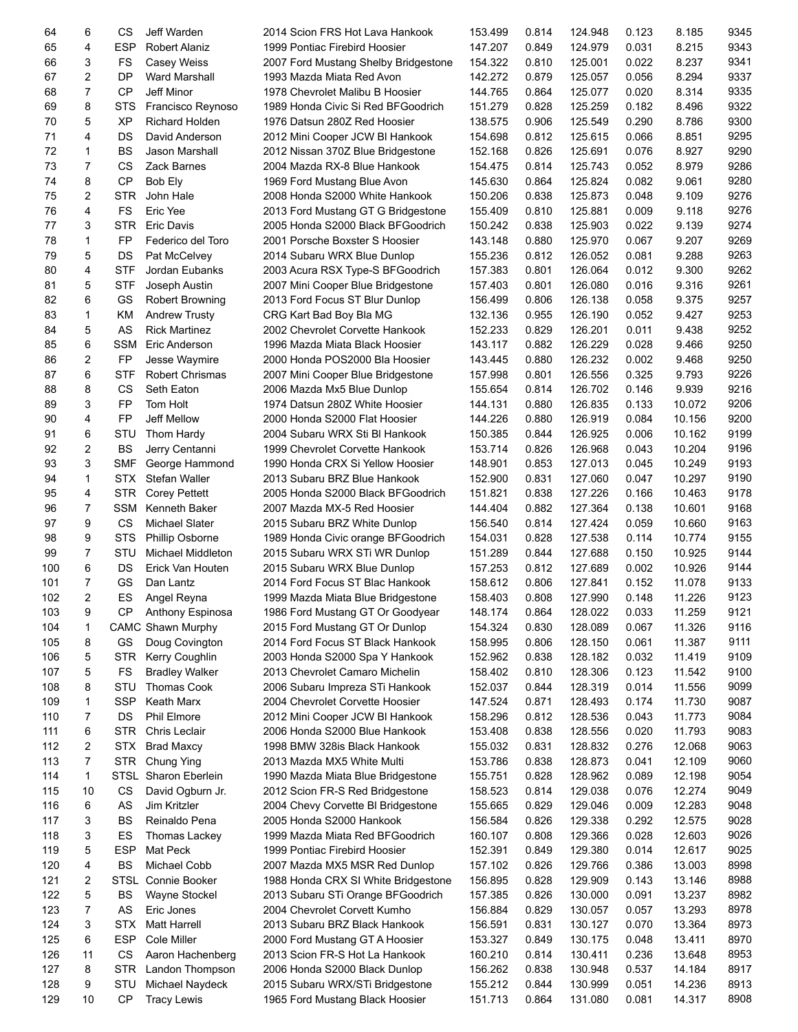| | | | | | | | | | | |
|---|---|---|---|---|---|---|---|---|---|---|
| 64 | 6 | CS | Jeff Warden | 2014 Scion FRS Hot Lava Hankook | 153.499 | 0.814 | 124.948 | 0.123 | 8.185 | 9345 |
| 65 | 4 | ESP | Robert Alaniz | 1999 Pontiac Firebird Hoosier | 147.207 | 0.849 | 124.979 | 0.031 | 8.215 | 9343 |
| 66 | 3 | FS | Casey Weiss | 2007 Ford Mustang Shelby Bridgestone | 154.322 | 0.810 | 125.001 | 0.022 | 8.237 | 9341 |
| 67 | 2 | DP | Ward Marshall | 1993 Mazda Miata Red Avon | 142.272 | 0.879 | 125.057 | 0.056 | 8.294 | 9337 |
| 68 | 7 | CP | Jeff Minor | 1978 Chevrolet Malibu B Hoosier | 144.765 | 0.864 | 125.077 | 0.020 | 8.314 | 9335 |
| 69 | 8 | STS | Francisco Reynoso | 1989 Honda Civic Si Red BFGoodrich | 151.279 | 0.828 | 125.259 | 0.182 | 8.496 | 9322 |
| 70 | 5 | XP | Richard Holden | 1976 Datsun 280Z Red Hoosier | 138.575 | 0.906 | 125.549 | 0.290 | 8.786 | 9300 |
| 71 | 4 | DS | David Anderson | 2012 Mini Cooper JCW Bl Hankook | 154.698 | 0.812 | 125.615 | 0.066 | 8.851 | 9295 |
| 72 | 1 | BS | Jason Marshall | 2012 Nissan 370Z Blue Bridgestone | 152.168 | 0.826 | 125.691 | 0.076 | 8.927 | 9290 |
| 73 | 7 | CS | Zack Barnes | 2004 Mazda RX-8 Blue Hankook | 154.475 | 0.814 | 125.743 | 0.052 | 8.979 | 9286 |
| 74 | 8 | CP | Bob Ely | 1969 Ford Mustang Blue Avon | 145.630 | 0.864 | 125.824 | 0.082 | 9.061 | 9280 |
| 75 | 2 | STR | John Hale | 2008 Honda S2000 White Hankook | 150.206 | 0.838 | 125.873 | 0.048 | 9.109 | 9276 |
| 76 | 4 | FS | Eric Yee | 2013 Ford Mustang GT G Bridgestone | 155.409 | 0.810 | 125.881 | 0.009 | 9.118 | 9276 |
| 77 | 3 | STR | Eric Davis | 2005 Honda S2000 Black BFGoodrich | 150.242 | 0.838 | 125.903 | 0.022 | 9.139 | 9274 |
| 78 | 1 | FP | Federico del Toro | 2001 Porsche Boxster S Hoosier | 143.148 | 0.880 | 125.970 | 0.067 | 9.207 | 9269 |
| 79 | 5 | DS | Pat McCelvey | 2014 Subaru WRX Blue Dunlop | 155.236 | 0.812 | 126.052 | 0.081 | 9.288 | 9263 |
| 80 | 4 | STF | Jordan Eubanks | 2003 Acura RSX Type-S BFGoodrich | 157.383 | 0.801 | 126.064 | 0.012 | 9.300 | 9262 |
| 81 | 5 | STF | Joseph Austin | 2007 Mini Cooper Blue Bridgestone | 157.403 | 0.801 | 126.080 | 0.016 | 9.316 | 9261 |
| 82 | 6 | GS | Robert Browning | 2013 Ford Focus ST Blur Dunlop | 156.499 | 0.806 | 126.138 | 0.058 | 9.375 | 9257 |
| 83 | 1 | KM | Andrew Trusty | CRG Kart Bad Boy Bla MG | 132.136 | 0.955 | 126.190 | 0.052 | 9.427 | 9253 |
| 84 | 5 | AS | Rick Martinez | 2002 Chevrolet Corvette Hankook | 152.233 | 0.829 | 126.201 | 0.011 | 9.438 | 9252 |
| 85 | 6 | SSM | Eric Anderson | 1996 Mazda Miata Black Hoosier | 143.117 | 0.882 | 126.229 | 0.028 | 9.466 | 9250 |
| 86 | 2 | FP | Jesse Waymire | 2000 Honda POS2000 Bla Hoosier | 143.445 | 0.880 | 126.232 | 0.002 | 9.468 | 9250 |
| 87 | 6 | STF | Robert Chrismas | 2007 Mini Cooper Blue Bridgestone | 157.998 | 0.801 | 126.556 | 0.325 | 9.793 | 9226 |
| 88 | 8 | CS | Seth Eaton | 2006 Mazda Mx5 Blue Dunlop | 155.654 | 0.814 | 126.702 | 0.146 | 9.939 | 9216 |
| 89 | 3 | FP | Tom Holt | 1974 Datsun 280Z White Hoosier | 144.131 | 0.880 | 126.835 | 0.133 | 10.072 | 9206 |
| 90 | 4 | FP | Jeff Mellow | 2000 Honda S2000 Flat Hoosier | 144.226 | 0.880 | 126.919 | 0.084 | 10.156 | 9200 |
| 91 | 6 | STU | Thom Hardy | 2004 Subaru WRX Sti Bl Hankook | 150.385 | 0.844 | 126.925 | 0.006 | 10.162 | 9199 |
| 92 | 2 | BS | Jerry Centanni | 1999 Chevrolet Corvette Hankook | 153.714 | 0.826 | 126.968 | 0.043 | 10.204 | 9196 |
| 93 | 3 | SMF | George Hammond | 1990 Honda CRX Si Yellow Hoosier | 148.901 | 0.853 | 127.013 | 0.045 | 10.249 | 9193 |
| 94 | 1 | STX | Stefan Waller | 2013 Subaru BRZ Blue Hankook | 152.900 | 0.831 | 127.060 | 0.047 | 10.297 | 9190 |
| 95 | 4 | STR | Corey Pettett | 2005 Honda S2000 Black BFGoodrich | 151.821 | 0.838 | 127.226 | 0.166 | 10.463 | 9178 |
| 96 | 7 | SSM | Kenneth Baker | 2007 Mazda MX-5 Red Hoosier | 144.404 | 0.882 | 127.364 | 0.138 | 10.601 | 9168 |
| 97 | 9 | CS | Michael Slater | 2015 Subaru BRZ White Dunlop | 156.540 | 0.814 | 127.424 | 0.059 | 10.660 | 9163 |
| 98 | 9 | STS | Phillip Osborne | 1989 Honda Civic orange BFGoodrich | 154.031 | 0.828 | 127.538 | 0.114 | 10.774 | 9155 |
| 99 | 7 | STU | Michael Middleton | 2015 Subaru WRX STi WR Dunlop | 151.289 | 0.844 | 127.688 | 0.150 | 10.925 | 9144 |
| 100 | 6 | DS | Erick Van Houten | 2015 Subaru WRX Blue Dunlop | 157.253 | 0.812 | 127.689 | 0.002 | 10.926 | 9144 |
| 101 | 7 | GS | Dan Lantz | 2014 Ford Focus ST Blac Hankook | 158.612 | 0.806 | 127.841 | 0.152 | 11.078 | 9133 |
| 102 | 2 | ES | Angel Reyna | 1999 Mazda Miata Blue Bridgestone | 158.403 | 0.808 | 127.990 | 0.148 | 11.226 | 9123 |
| 103 | 9 | CP | Anthony Espinosa | 1986 Ford Mustang GT Or Goodyear | 148.174 | 0.864 | 128.022 | 0.033 | 11.259 | 9121 |
| 104 | 1 | CAMC | Shawn Murphy | 2015 Ford Mustang GT Or Dunlop | 154.324 | 0.830 | 128.089 | 0.067 | 11.326 | 9116 |
| 105 | 8 | GS | Doug Covington | 2014 Ford Focus ST Black Hankook | 158.995 | 0.806 | 128.150 | 0.061 | 11.387 | 9111 |
| 106 | 5 | STR | Kerry Coughlin | 2003 Honda S2000 Spa Y Hankook | 152.962 | 0.838 | 128.182 | 0.032 | 11.419 | 9109 |
| 107 | 5 | FS | Bradley Walker | 2013 Chevrolet Camaro Michelin | 158.402 | 0.810 | 128.306 | 0.123 | 11.542 | 9100 |
| 108 | 8 | STU | Thomas Cook | 2006 Subaru Impreza STi Hankook | 152.037 | 0.844 | 128.319 | 0.014 | 11.556 | 9099 |
| 109 | 1 | SSP | Keath Marx | 2004 Chevrolet Corvette Hoosier | 147.524 | 0.871 | 128.493 | 0.174 | 11.730 | 9087 |
| 110 | 7 | DS | Phil Elmore | 2012 Mini Cooper JCW Bl Hankook | 158.296 | 0.812 | 128.536 | 0.043 | 11.773 | 9084 |
| 111 | 6 | STR | Chris Leclair | 2006 Honda S2000 Blue Hankook | 153.408 | 0.838 | 128.556 | 0.020 | 11.793 | 9083 |
| 112 | 2 | STX | Brad Maxcy | 1998 BMW 328is Black Hankook | 155.032 | 0.831 | 128.832 | 0.276 | 12.068 | 9063 |
| 113 | 7 | STR | Chung Ying | 2013 Mazda MX5 White Multi | 153.786 | 0.838 | 128.873 | 0.041 | 12.109 | 9060 |
| 114 | 1 | STSL | Sharon Eberlein | 1990 Mazda Miata Blue Bridgestone | 155.751 | 0.828 | 128.962 | 0.089 | 12.198 | 9054 |
| 115 | 10 | CS | David Ogburn Jr. | 2012 Scion FR-S Red Bridgestone | 158.523 | 0.814 | 129.038 | 0.076 | 12.274 | 9049 |
| 116 | 6 | AS | Jim Kritzler | 2004 Chevy Corvette Bl Bridgestone | 155.665 | 0.829 | 129.046 | 0.009 | 12.283 | 9048 |
| 117 | 3 | BS | Reinaldo Pena | 2005 Honda S2000 Hankook | 156.584 | 0.826 | 129.338 | 0.292 | 12.575 | 9028 |
| 118 | 3 | ES | Thomas Lackey | 1999 Mazda Miata Red BFGoodrich | 160.107 | 0.808 | 129.366 | 0.028 | 12.603 | 9026 |
| 119 | 5 | ESP | Mat Peck | 1999 Pontiac Firebird Hoosier | 152.391 | 0.849 | 129.380 | 0.014 | 12.617 | 9025 |
| 120 | 4 | BS | Michael Cobb | 2007 Mazda MX5 MSR Red Dunlop | 157.102 | 0.826 | 129.766 | 0.386 | 13.003 | 8998 |
| 121 | 2 | STSL | Connie Booker | 1988 Honda CRX SI White Bridgestone | 156.895 | 0.828 | 129.909 | 0.143 | 13.146 | 8988 |
| 122 | 5 | BS | Wayne Stockel | 2013 Subaru STi Orange BFGoodrich | 157.385 | 0.826 | 130.000 | 0.091 | 13.237 | 8982 |
| 123 | 7 | AS | Eric Jones | 2004 Chevrolet Corvett Kumho | 156.884 | 0.829 | 130.057 | 0.057 | 13.293 | 8978 |
| 124 | 3 | STX | Matt Harrell | 2013 Subaru BRZ Black Hankook | 156.591 | 0.831 | 130.127 | 0.070 | 13.364 | 8973 |
| 125 | 6 | ESP | Cole Miller | 2000 Ford Mustang GT A Hoosier | 153.327 | 0.849 | 130.175 | 0.048 | 13.411 | 8970 |
| 126 | 11 | CS | Aaron Hachenberg | 2013 Scion FR-S Hot La Hankook | 160.210 | 0.814 | 130.411 | 0.236 | 13.648 | 8953 |
| 127 | 8 | STR | Landon Thompson | 2006 Honda S2000 Black Dunlop | 156.262 | 0.838 | 130.948 | 0.537 | 14.184 | 8917 |
| 128 | 9 | STU | Michael Naydeck | 2015 Subaru WRX/STi Bridgestone | 155.212 | 0.844 | 130.999 | 0.051 | 14.236 | 8913 |
| 129 | 10 | CP | Tracy Lewis | 1965 Ford Mustang Black Hoosier | 151.713 | 0.864 | 131.080 | 0.081 | 14.317 | 8908 |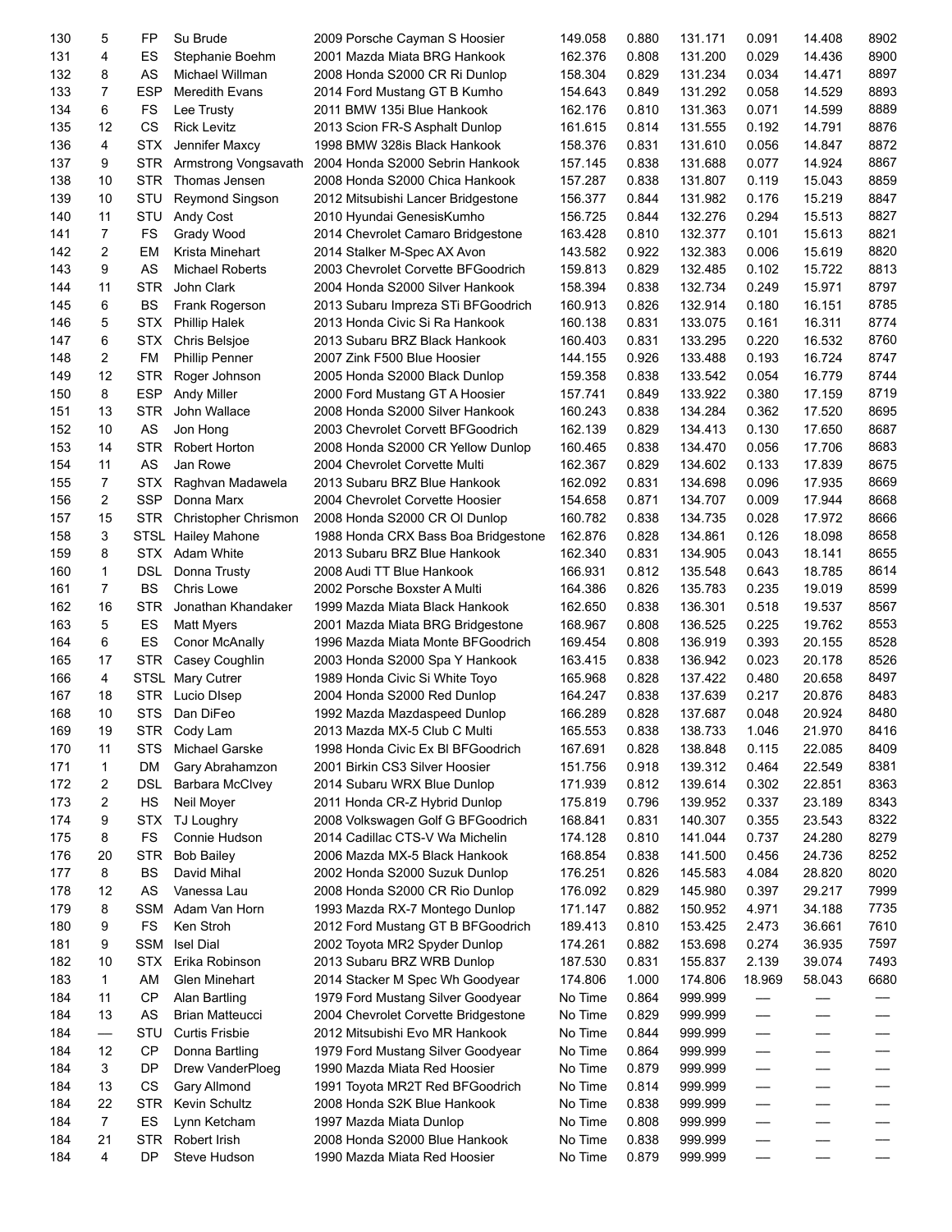| | | | | | | | | | | |
|---|---|---|---|---|---|---|---|---|---|---|
| 130 | 5 | FP | Su Brude | 2009 Porsche Cayman S Hoosier | 149.058 | 0.880 | 131.171 | 0.091 | 14.408 | 8902 |
| 131 | 4 | ES | Stephanie Boehm | 2001 Mazda Miata BRG Hankook | 162.376 | 0.808 | 131.200 | 0.029 | 14.436 | 8900 |
| 132 | 8 | AS | Michael Willman | 2008 Honda S2000 CR Ri Dunlop | 158.304 | 0.829 | 131.234 | 0.034 | 14.471 | 8897 |
| 133 | 7 | ESP | Meredith Evans | 2014 Ford Mustang GT B Kumho | 154.643 | 0.849 | 131.292 | 0.058 | 14.529 | 8893 |
| 134 | 6 | FS | Lee Trusty | 2011 BMW 135i Blue Hankook | 162.176 | 0.810 | 131.363 | 0.071 | 14.599 | 8889 |
| 135 | 12 | CS | Rick Levitz | 2013 Scion FR-S Asphalt Dunlop | 161.615 | 0.814 | 131.555 | 0.192 | 14.791 | 8876 |
| 136 | 4 | STX | Jennifer Maxcy | 1998 BMW 328is Black Hankook | 158.376 | 0.831 | 131.610 | 0.056 | 14.847 | 8872 |
| 137 | 9 | STR | Armstrong Vongsavath | 2004 Honda S2000 Sebrin Hankook | 157.145 | 0.838 | 131.688 | 0.077 | 14.924 | 8867 |
| 138 | 10 | STR | Thomas Jensen | 2008 Honda S2000 Chica Hankook | 157.287 | 0.838 | 131.807 | 0.119 | 15.043 | 8859 |
| 139 | 10 | STU | Reymond Singson | 2012 Mitsubishi Lancer Bridgestone | 156.377 | 0.844 | 131.982 | 0.176 | 15.219 | 8847 |
| 140 | 11 | STU | Andy Cost | 2010 Hyundai GenesisKumho | 156.725 | 0.844 | 132.276 | 0.294 | 15.513 | 8827 |
| 141 | 7 | FS | Grady Wood | 2014 Chevrolet Camaro Bridgestone | 163.428 | 0.810 | 132.377 | 0.101 | 15.613 | 8821 |
| 142 | 2 | EM | Krista Minehart | 2014 Stalker M-Spec AX Avon | 143.582 | 0.922 | 132.383 | 0.006 | 15.619 | 8820 |
| 143 | 9 | AS | Michael Roberts | 2003 Chevrolet Corvette BFGoodrich | 159.813 | 0.829 | 132.485 | 0.102 | 15.722 | 8813 |
| 144 | 11 | STR | John Clark | 2004 Honda S2000 Silver Hankook | 158.394 | 0.838 | 132.734 | 0.249 | 15.971 | 8797 |
| 145 | 6 | BS | Frank Rogerson | 2013 Subaru Impreza STi BFGoodrich | 160.913 | 0.826 | 132.914 | 0.180 | 16.151 | 8785 |
| 146 | 5 | STX | Phillip Halek | 2013 Honda Civic Si Ra Hankook | 160.138 | 0.831 | 133.075 | 0.161 | 16.311 | 8774 |
| 147 | 6 | STX | Chris Belsjoe | 2013 Subaru BRZ Black Hankook | 160.403 | 0.831 | 133.295 | 0.220 | 16.532 | 8760 |
| 148 | 2 | FM | Phillip Penner | 2007 Zink F500 Blue Hoosier | 144.155 | 0.926 | 133.488 | 0.193 | 16.724 | 8747 |
| 149 | 12 | STR | Roger Johnson | 2005 Honda S2000 Black Dunlop | 159.358 | 0.838 | 133.542 | 0.054 | 16.779 | 8744 |
| 150 | 8 | ESP | Andy Miller | 2000 Ford Mustang GT A Hoosier | 157.741 | 0.849 | 133.922 | 0.380 | 17.159 | 8719 |
| 151 | 13 | STR | John Wallace | 2008 Honda S2000 Silver Hankook | 160.243 | 0.838 | 134.284 | 0.362 | 17.520 | 8695 |
| 152 | 10 | AS | Jon Hong | 2003 Chevrolet Corvett BFGoodrich | 162.139 | 0.829 | 134.413 | 0.130 | 17.650 | 8687 |
| 153 | 14 | STR | Robert Horton | 2008 Honda S2000 CR Yellow Dunlop | 160.465 | 0.838 | 134.470 | 0.056 | 17.706 | 8683 |
| 154 | 11 | AS | Jan Rowe | 2004 Chevrolet Corvette Multi | 162.367 | 0.829 | 134.602 | 0.133 | 17.839 | 8675 |
| 155 | 7 | STX | Raghvan Madawela | 2013 Subaru BRZ Blue Hankook | 162.092 | 0.831 | 134.698 | 0.096 | 17.935 | 8669 |
| 156 | 2 | SSP | Donna Marx | 2004 Chevrolet Corvette Hoosier | 154.658 | 0.871 | 134.707 | 0.009 | 17.944 | 8668 |
| 157 | 15 | STR | Christopher Chrismon | 2008 Honda S2000 CR Ol Dunlop | 160.782 | 0.838 | 134.735 | 0.028 | 17.972 | 8666 |
| 158 | 3 | STSL | Hailey Mahone | 1988 Honda CRX Bass Boa Bridgestone | 162.876 | 0.828 | 134.861 | 0.126 | 18.098 | 8658 |
| 159 | 8 | STX | Adam White | 2013 Subaru BRZ Blue Hankook | 162.340 | 0.831 | 134.905 | 0.043 | 18.141 | 8655 |
| 160 | 1 | DSL | Donna Trusty | 2008 Audi TT Blue Hankook | 166.931 | 0.812 | 135.548 | 0.643 | 18.785 | 8614 |
| 161 | 7 | BS | Chris Lowe | 2002 Porsche Boxster A Multi | 164.386 | 0.826 | 135.783 | 0.235 | 19.019 | 8599 |
| 162 | 16 | STR | Jonathan Khandaker | 1999 Mazda Miata Black Hankook | 162.650 | 0.838 | 136.301 | 0.518 | 19.537 | 8567 |
| 163 | 5 | ES | Matt Myers | 2001 Mazda Miata BRG Bridgestone | 168.967 | 0.808 | 136.525 | 0.225 | 19.762 | 8553 |
| 164 | 6 | ES | Conor McAnally | 1996 Mazda Miata Monte BFGoodrich | 169.454 | 0.808 | 136.919 | 0.393 | 20.155 | 8528 |
| 165 | 17 | STR | Casey Coughlin | 2003 Honda S2000 Spa Y Hankook | 163.415 | 0.838 | 136.942 | 0.023 | 20.178 | 8526 |
| 166 | 4 | STSL | Mary Cutrer | 1989 Honda Civic Si White Toyo | 165.968 | 0.828 | 137.422 | 0.480 | 20.658 | 8497 |
| 167 | 18 | STR | Lucio DIsep | 2004 Honda S2000 Red Dunlop | 164.247 | 0.838 | 137.639 | 0.217 | 20.876 | 8483 |
| 168 | 10 | STS | Dan DiFeo | 1992 Mazda Mazdaspeed Dunlop | 166.289 | 0.828 | 137.687 | 0.048 | 20.924 | 8480 |
| 169 | 19 | STR | Cody Lam | 2013 Mazda MX-5 Club C Multi | 165.553 | 0.838 | 138.733 | 1.046 | 21.970 | 8416 |
| 170 | 11 | STS | Michael Garske | 1998 Honda Civic Ex Bl BFGoodrich | 167.691 | 0.828 | 138.848 | 0.115 | 22.085 | 8409 |
| 171 | 1 | DM | Gary Abrahamzon | 2001 Birkin CS3 Silver Hoosier | 151.756 | 0.918 | 139.312 | 0.464 | 22.549 | 8381 |
| 172 | 2 | DSL | Barbara McClvey | 2014 Subaru WRX Blue Dunlop | 171.939 | 0.812 | 139.614 | 0.302 | 22.851 | 8363 |
| 173 | 2 | HS | Neil Moyer | 2011 Honda CR-Z Hybrid Dunlop | 175.819 | 0.796 | 139.952 | 0.337 | 23.189 | 8343 |
| 174 | 9 | STX | TJ Loughry | 2008 Volkswagen Golf G BFGoodrich | 168.841 | 0.831 | 140.307 | 0.355 | 23.543 | 8322 |
| 175 | 8 | FS | Connie Hudson | 2014 Cadillac CTS-V Wa Michelin | 174.128 | 0.810 | 141.044 | 0.737 | 24.280 | 8279 |
| 176 | 20 | STR | Bob Bailey | 2006 Mazda MX-5 Black Hankook | 168.854 | 0.838 | 141.500 | 0.456 | 24.736 | 8252 |
| 177 | 8 | BS | David Mihal | 2002 Honda S2000 Suzuk Dunlop | 176.251 | 0.826 | 145.583 | 4.084 | 28.820 | 8020 |
| 178 | 12 | AS | Vanessa Lau | 2008 Honda S2000 CR Rio Dunlop | 176.092 | 0.829 | 145.980 | 0.397 | 29.217 | 7999 |
| 179 | 8 | SSM | Adam Van Horn | 1993 Mazda RX-7 Montego Dunlop | 171.147 | 0.882 | 150.952 | 4.971 | 34.188 | 7735 |
| 180 | 9 | FS | Ken Stroh | 2012 Ford Mustang GT B BFGoodrich | 189.413 | 0.810 | 153.425 | 2.473 | 36.661 | 7610 |
| 181 | 9 | SSM | Isel Dial | 2002 Toyota MR2 Spyder Dunlop | 174.261 | 0.882 | 153.698 | 0.274 | 36.935 | 7597 |
| 182 | 10 | STX | Erika Robinson | 2013 Subaru BRZ WRB Dunlop | 187.530 | 0.831 | 155.837 | 2.139 | 39.074 | 7493 |
| 183 | 1 | AM | Glen Minehart | 2014 Stacker M Spec Wh Goodyear | 174.806 | 1.000 | 174.806 | 18.969 | 58.043 | 6680 |
| 184 | 11 | CP | Alan Bartling | 1979 Ford Mustang Silver Goodyear | No Time | 0.864 | 999.999 | — | — | — |
| 184 | 13 | AS | Brian Matteucci | 2004 Chevrolet Corvette Bridgestone | No Time | 0.829 | 999.999 | — | — | — |
| 184 | — | STU | Curtis Frisbie | 2012 Mitsubishi Evo MR Hankook | No Time | 0.844 | 999.999 | — | — | — |
| 184 | 12 | CP | Donna Bartling | 1979 Ford Mustang Silver Goodyear | No Time | 0.864 | 999.999 | — | — | — |
| 184 | 3 | DP | Drew VanderPloeg | 1990 Mazda Miata Red Hoosier | No Time | 0.879 | 999.999 | — | — | — |
| 184 | 13 | CS | Gary Allmond | 1991 Toyota MR2T Red BFGoodrich | No Time | 0.814 | 999.999 | — | — | — |
| 184 | 22 | STR | Kevin Schultz | 2008 Honda S2K Black Hankook | No Time | 0.838 | 999.999 | — | — | — |
| 184 | 7 | ES | Lynn Ketcham | 1997 Mazda Miata Dunlop | No Time | 0.808 | 999.999 | — | — | — |
| 184 | 21 | STR | Robert Irish | 2008 Honda S2000 Blue Hankook | No Time | 0.838 | 999.999 | — | — | — |
| 184 | 4 | DP | Steve Hudson | 1990 Mazda Miata Red Hoosier | No Time | 0.879 | 999.999 | — | — | — |